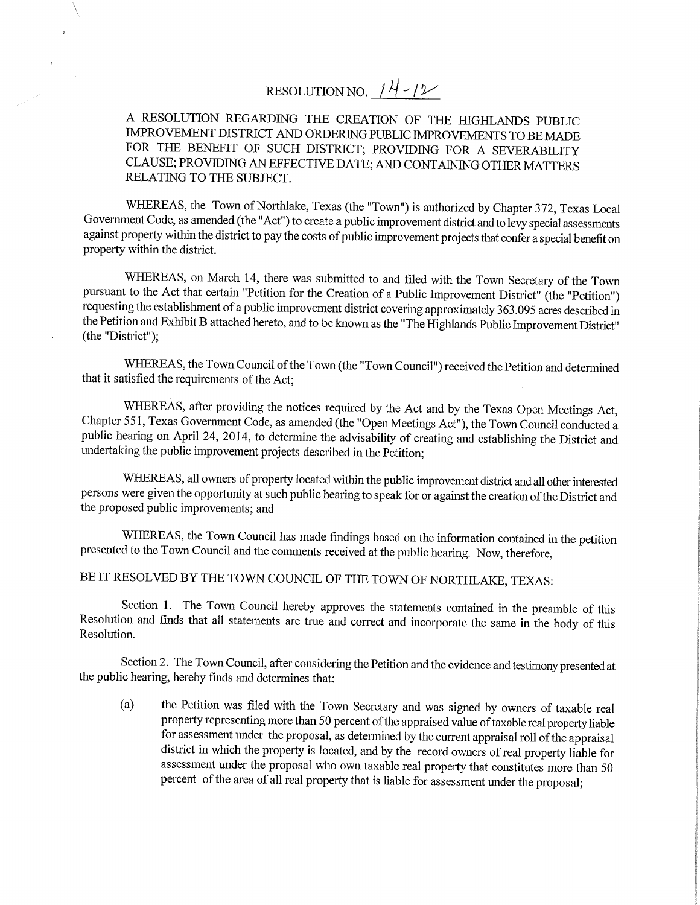# RESOLUTION NO. 14-12

A RESOLUTION REGARDING THE CREATION OF THE HIGHLANDS PUBLIC IMPROVEMENT DISTRICT AND ORDERING PUBLIC IMPROVEMENTS TO BE MADE FOR THE BENEFIT OF SUCH DISTRICT; PROVIDING FOR A SEVERABILITY CLAUSE; PROVIDING AN EFFECTIVE DATE; AND CONTAINING OTHER MATTERS RELATING TO THE SUBJECT.

WHEREAS, the Town of Northlake, Texas (the "Town") is authorized by Chapter 372, Texas Local Government Code, as amended (the "Act") to create a public improvement district and to levy special assessments against property within the district to pay the costs of public improvement projects that confer a special benefit on property within the district.

WHEREAS, on March 14, there was submitted to and filed with the Town Secretary of the Town pursuant to the Act that certain "Petition for the Creation of a Public Improvement District" (the "Petition") requesting the establishment of a public improvement district covering approximately 363.095 acres described in the Petition and Exhibit B attached hereto, and to be known as the "The Highlands Public Improvement District" (the "District");

WHEREAS, the Town Council of the Town (the "Town Council") received the Petition and determined that it satisfied the requirements of the Act;

WHEREAS, after providing the notices required by the Act and by the Texas Open Meetings Act, Chapter 551, Texas Government Code, as amended (the "Open Meetings Act"), the Town Council conducted a public hearing on April 24, 2014, to determine the advisability of creating and establishing the District and undertaking the public improvement projects described in the Petition;

WHEREAS, all owners of property located within the public improvement district and all other interested persons were given the opportunity at such public hearing to speak for or against the creation of the District and the proposed public improvements; and

WHEREAS, the Town Council has made findings based on the information contained in the petition presented to the Town Council and the comments received at the public hearing. Now, therefore,

BE IT RESOLVED BY THE TOWN COUNCIL OF THE TOWN OF NORTHLAKE, TEXAS:

Section 1. The Town Council hereby approves the statements contained in the preamble of this Resolution and finds that all statements are true and correct and incorporate the same in the body of this Resolution.

Section 2. The Town Council, after considering the Petition and the evidence and testimony presented at the public hearing, hereby finds and determines that:

(a) the Petition was filed with the Town Secretary and was signed by owners of taxable real property representing more than 50 percent of the appraised value of taxable real property liable for assessment under the proposal, as determined by the current appraisal roll of the appraisal district in which the property is located, and by the record owners of real property liable for assessment under the proposal who own taxable real property that constitutes more than 50 percent of the area of all real property that is liable for assessment under the proposal;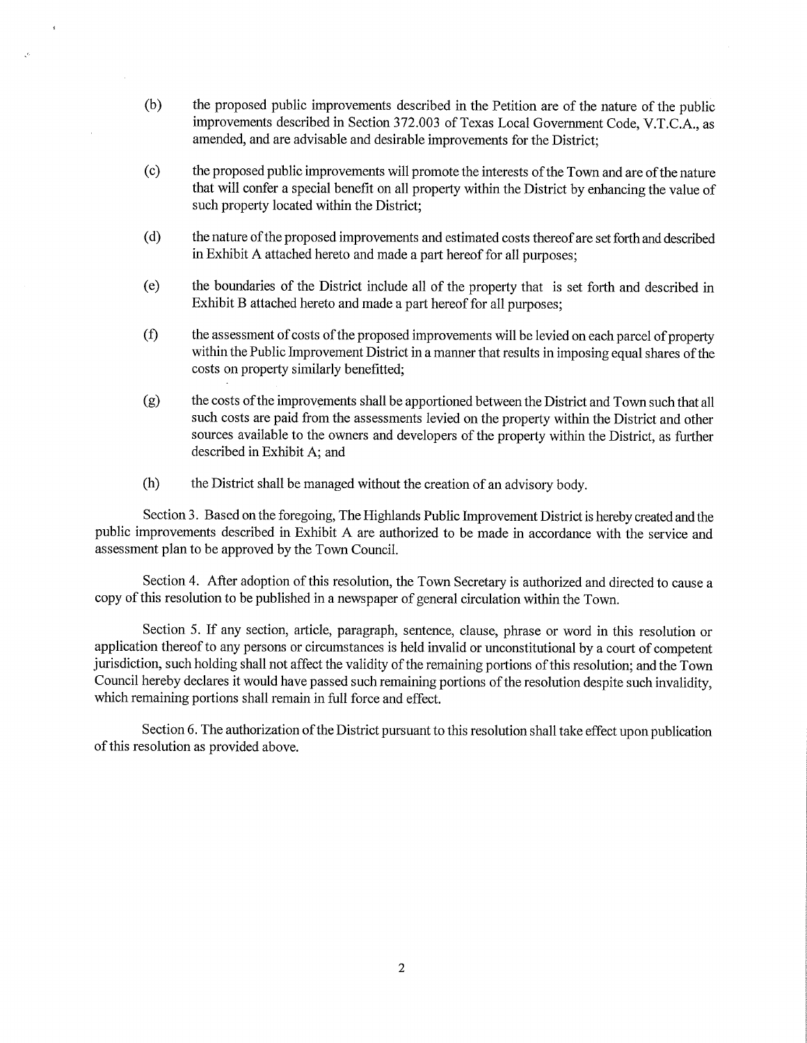(b) the proposed public improvements described in the Petition are of the nature of the public improvements described in Section 372.003 of Texas Local Government Code, V.T.C.A., as amended, and are advisable and desirable improvements for the District;

(c) the proposed public improvements will promote the interests of the Town and are of the nature that will confer a special benefit on all property within the District by enhancing the value of such property located within the District;

(d) the nature of the proposed improvements and estimated costs thereof are set forth and described in Exhibit A attached hereto and made a part hereof for all purposes;

(e) the boundaries of the District include all of the property that is set forth and described in Exhibit B attached hereto and made a part hereof for all purposes;

(f) the assessment of costs of the proposed improvements will be levied on each parcel of property within the Public Improvement District in a manner that results in imposing equal shares of the costs on property similarly benefitted;

(g) the costs of the improvements shall be apportioned between the District and Town such that all such costs are paid from the assessments levied on the property within the District and other sources available to the owners and developers of the property within the District, as further described in Exhibit A; and

(h) the District shall be managed without the creation of an advisory body.

Section 3. Based on the foregoing, The Highlands Public Improvement District is hereby created and the public improvements described in Exhibit A are authorized to be made in accordance with the service and assessment plan to be approved by the Town Council.

Section 4. After adoption of this resolution, the Town Secretary is authorized and directed to cause a copy of this resolution to be published in a newspaper of general circulation within the Town.

Section 5. If any section, article, paragraph, sentence, clause, phrase or word in this resolution or application thereof to any persons or circumstances is held invalid or unconstitutional by a court of competent jurisdiction, such holding shall not affect the validity of the remaining portions of this resolution; and the Town Council hereby declares it would have passed such remaining portions of the resolution despite such invalidity, which remaining portions shall remain in full force and effect.

Section 6. The authorization of the District pursuant to this resolution shall take effect upon publication of this resolution as provided above.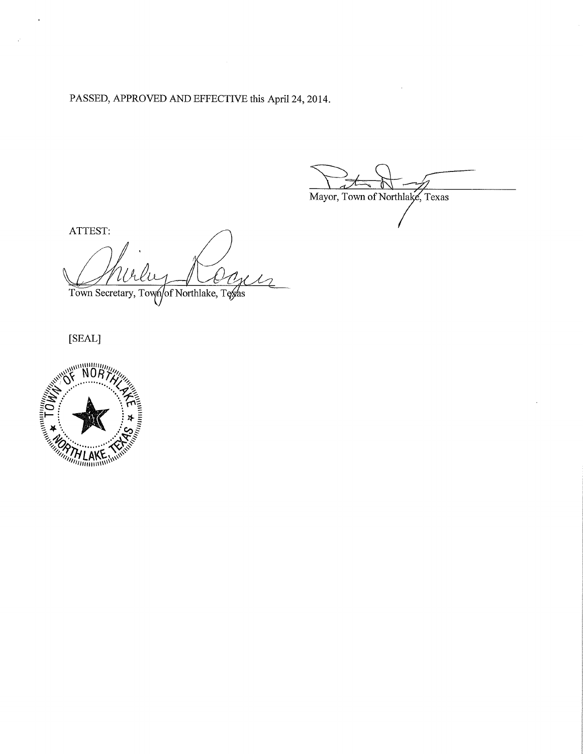PASSED, APPROVED AND EFFECTIVE this April 24, 2014.

Mayor, Town of Northlake, Texas

ATTEST:

Town Secretary, Town of Northlake, Texas

[SEAL]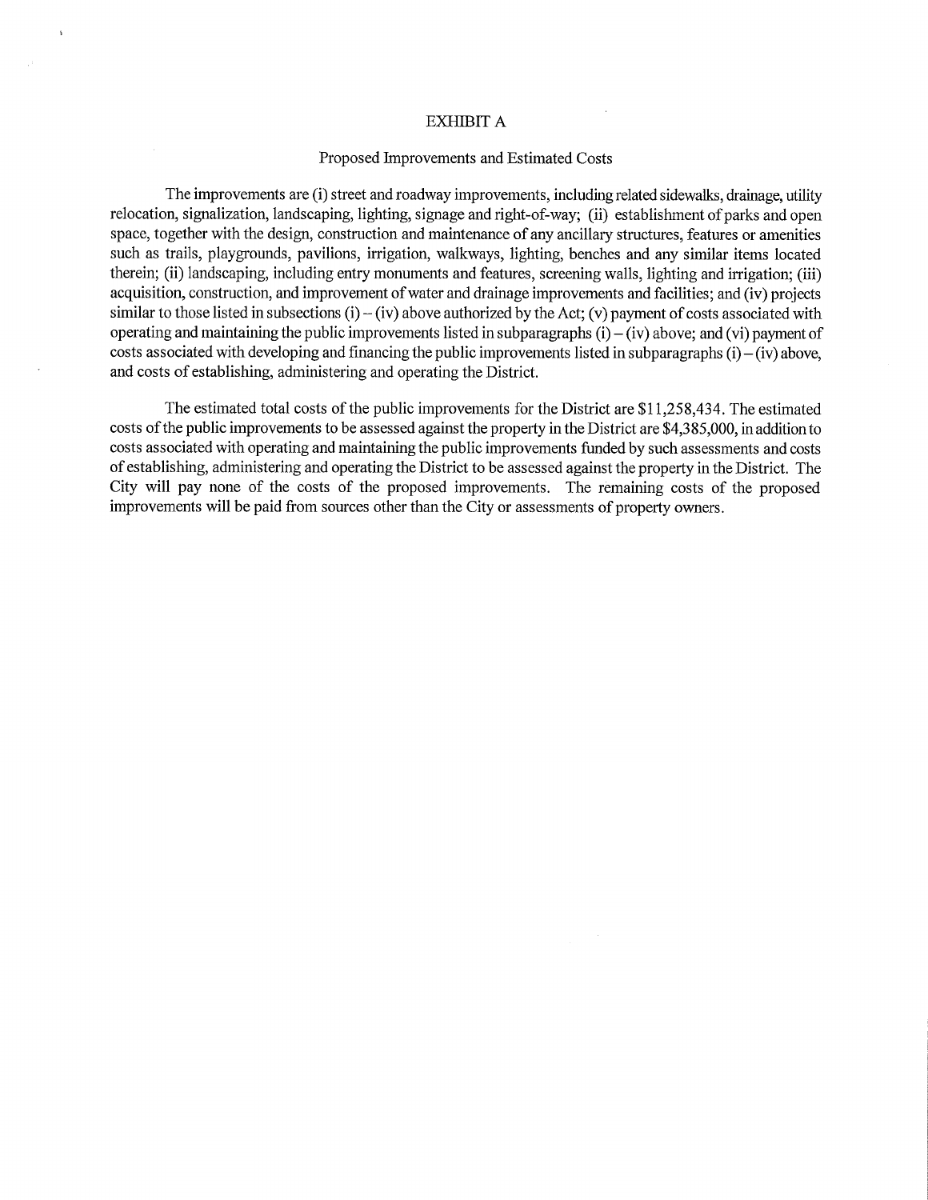# EXHIBIT A

## Proposed Improvements and Estimated Costs

The improvements are (i) street and roadway improvements, including related sidewalks, drainage, utility relocation, signalization, landscaping, lighting, signage and right-of-way; (ii) establishment of parks and open space, together with the design, construction and maintenance of any ancillary structures, features or amenities such as trails, playgrounds, pavilions, irrigation, walkways, lighting, benches and any similar items located therein; (ii) landscaping, including entry monuments and features, screening walls, lighting and irrigation; (iii) acquisition, construction, and improvement of water and drainage improvements and facilities; and (iv) projects similar to those listed in subsections (i) – (iv) above authorized by the Act; (v) payment of costs associated with operating and maintaining the public improvements listed in subparagraphs (i) – (iv) above; and (vi) payment of costs associated with developing and financing the public improvements listed in subparagraphs (i) – (iv) above, and costs of establishing, administering and operating the District.

The estimated total costs of the public improvements for the District are $11,258,434. The estimated costs of the public improvements to be assessed against the property in the District are $4,385,000, in addition to costs associated with operating and maintaining the public improvements funded by such assessments and costs of establishing, administering and operating the District to be assessed against the property in the District. The City will pay none of the costs of the proposed improvements. The remaining costs of the proposed improvements will be paid from sources other than the City or assessments of property owners.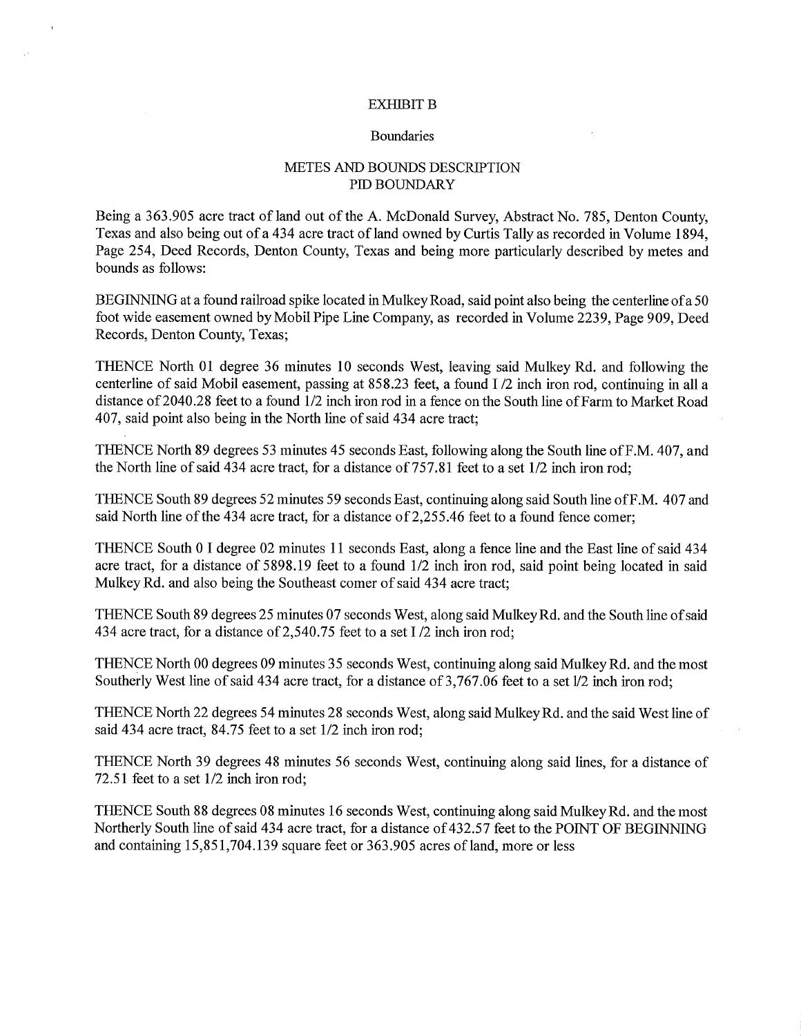# EXHIBIT B

## Boundaries

### METES AND BOUNDS DESCRIPTION
### PID BOUNDARY

Being a 363.905 acre tract of land out of the A. McDonald Survey, Abstract No. 785, Denton County, Texas and also being out of a 434 acre tract of land owned by Curtis Tally as recorded in Volume 1894, Page 254, Deed Records, Denton County, Texas and being more particularly described by metes and bounds as follows:

BEGINNING at a found railroad spike located in Mulkey Road, said point also being the centerline of a 50 foot wide easement owned by Mobil Pipe Line Company, as recorded in Volume 2239, Page 909, Deed Records, Denton County, Texas;

THENCE North 01 degree 36 minutes 10 seconds West, leaving said Mulkey Rd. and following the centerline of said Mobil easement, passing at 858.23 feet, a found I /2 inch iron rod, continuing in all a distance of 2040.28 feet to a found 1/2 inch iron rod in a fence on the South line of Farm to Market Road 407, said point also being in the North line of said 434 acre tract;

THENCE North 89 degrees 53 minutes 45 seconds East, following along the South line of F.M. 407, and the North line of said 434 acre tract, for a distance of 757.81 feet to a set 1/2 inch iron rod;

THENCE South 89 degrees 52 minutes 59 seconds East, continuing along said South line of F.M. 407 and said North line of the 434 acre tract, for a distance of 2,255.46 feet to a found fence comer;

THENCE South 0 I degree 02 minutes 11 seconds East, along a fence line and the East line of said 434 acre tract, for a distance of 5898.19 feet to a found 1/2 inch iron rod, said point being located in said Mulkey Rd. and also being the Southeast comer of said 434 acre tract;

THENCE South 89 degrees 25 minutes 07 seconds West, along said Mulkey Rd. and the South line of said 434 acre tract, for a distance of 2,540.75 feet to a set I /2 inch iron rod;

THENCE North 00 degrees 09 minutes 35 seconds West, continuing along said Mulkey Rd. and the most Southerly West line of said 434 acre tract, for a distance of 3,767.06 feet to a set l/2 inch iron rod;

THENCE North 22 degrees 54 minutes 28 seconds West, along said Mulkey Rd. and the said West line of said 434 acre tract, 84.75 feet to a set 1/2 inch iron rod;

THENCE North 39 degrees 48 minutes 56 seconds West, continuing along said lines, for a distance of 72.51 feet to a set 1/2 inch iron rod;

THENCE South 88 degrees 08 minutes 16 seconds West, continuing along said Mulkey Rd. and the most Northerly South line of said 434 acre tract, for a distance of 432.57 feet to the POINT OF BEGINNING and containing 15,851,704.139 square feet or 363.905 acres of land, more or less